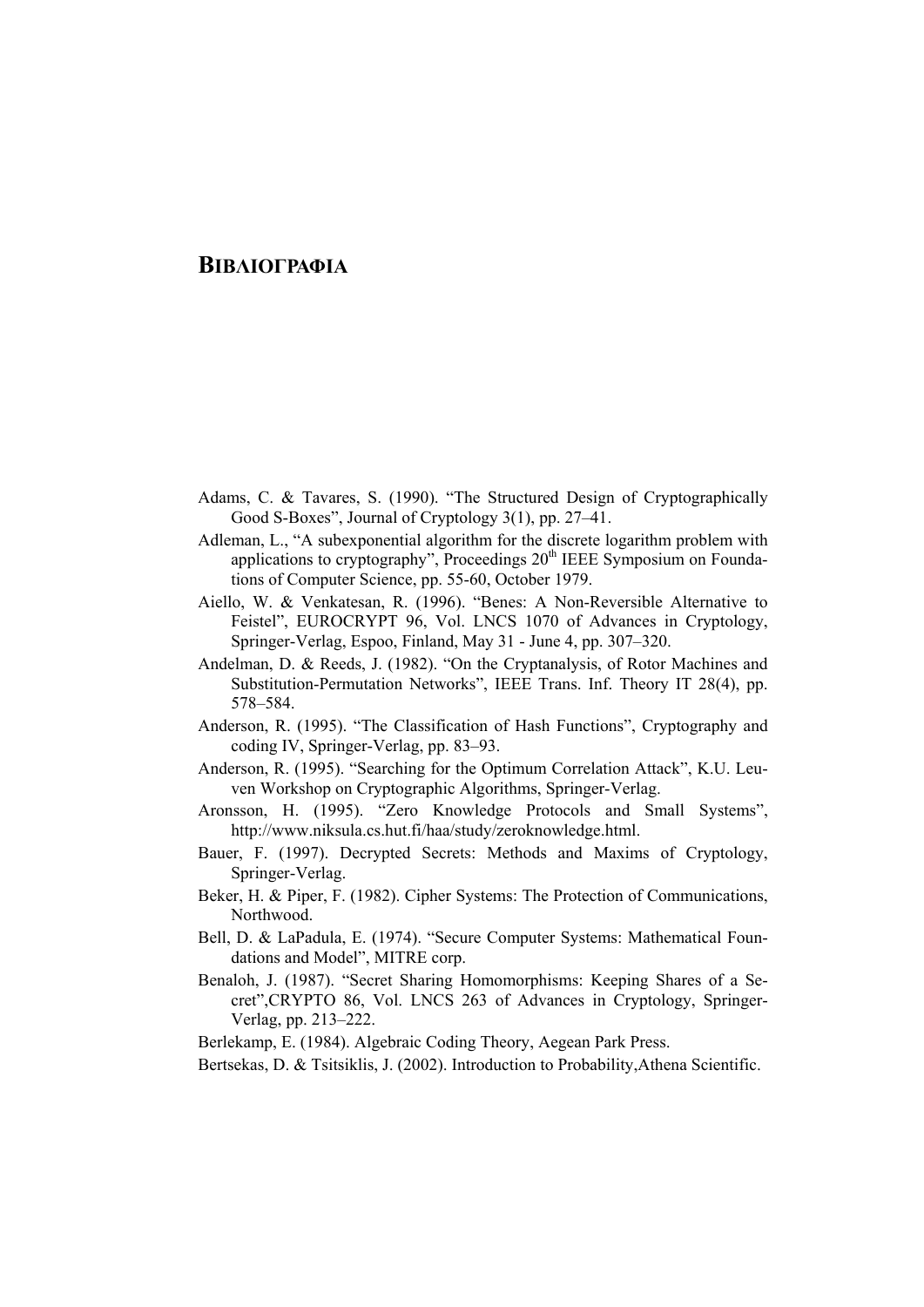# ΒΙΒΛΙΟΓΡΑΦΙΑ

Adams, C. & Tavares, S. (1990). "The Structured Design of Cryptographically Good S-Boxes", Journal of Cryptology 3(1), pp. 27–41.

Adleman, L., "A subexponential algorithm for the discrete logarithm problem with applications to cryptography", Proceedings 20th IEEE Symposium on Foundations of Computer Science, pp. 55-60, October 1979.

Aiello, W. & Venkatesan, R. (1996). "Benes: A Non-Reversible Alternative to Feistel", EUROCRYPT 96, Vol. LNCS 1070 of Advances in Cryptology, Springer-Verlag, Espoo, Finland, May 31 - June 4, pp. 307–320.

Andelman, D. & Reeds, J. (1982). "On the Cryptanalysis, of Rotor Machines and Substitution-Permutation Networks", IEEE Trans. Inf. Theory IT 28(4), pp. 578–584.

Anderson, R. (1995). "The Classification of Hash Functions", Cryptography and coding IV, Springer-Verlag, pp. 83–93.

Anderson, R. (1995). "Searching for the Optimum Correlation Attack", K.U. Leuven Workshop on Cryptographic Algorithms, Springer-Verlag.

Aronsson, H. (1995). "Zero Knowledge Protocols and Small Systems", http://www.niksula.cs.hut.fi/haa/study/zeroknowledge.html.

Bauer, F. (1997). Decrypted Secrets: Methods and Maxims of Cryptology, Springer-Verlag.

Beker, H. & Piper, F. (1982). Cipher Systems: The Protection of Communications, Northwood.

Bell, D. & LaPadula, E. (1974). "Secure Computer Systems: Mathematical Foundations and Model", MITRE corp.

Benaloh, J. (1987). "Secret Sharing Homomorphisms: Keeping Shares of a Secret",CRYPTO 86, Vol. LNCS 263 of Advances in Cryptology, Springer-Verlag, pp. 213–222.

Berlekamp, E. (1984). Algebraic Coding Theory, Aegean Park Press.

Bertsekas, D. & Tsitsiklis, J. (2002). Introduction to Probability,Athena Scientific.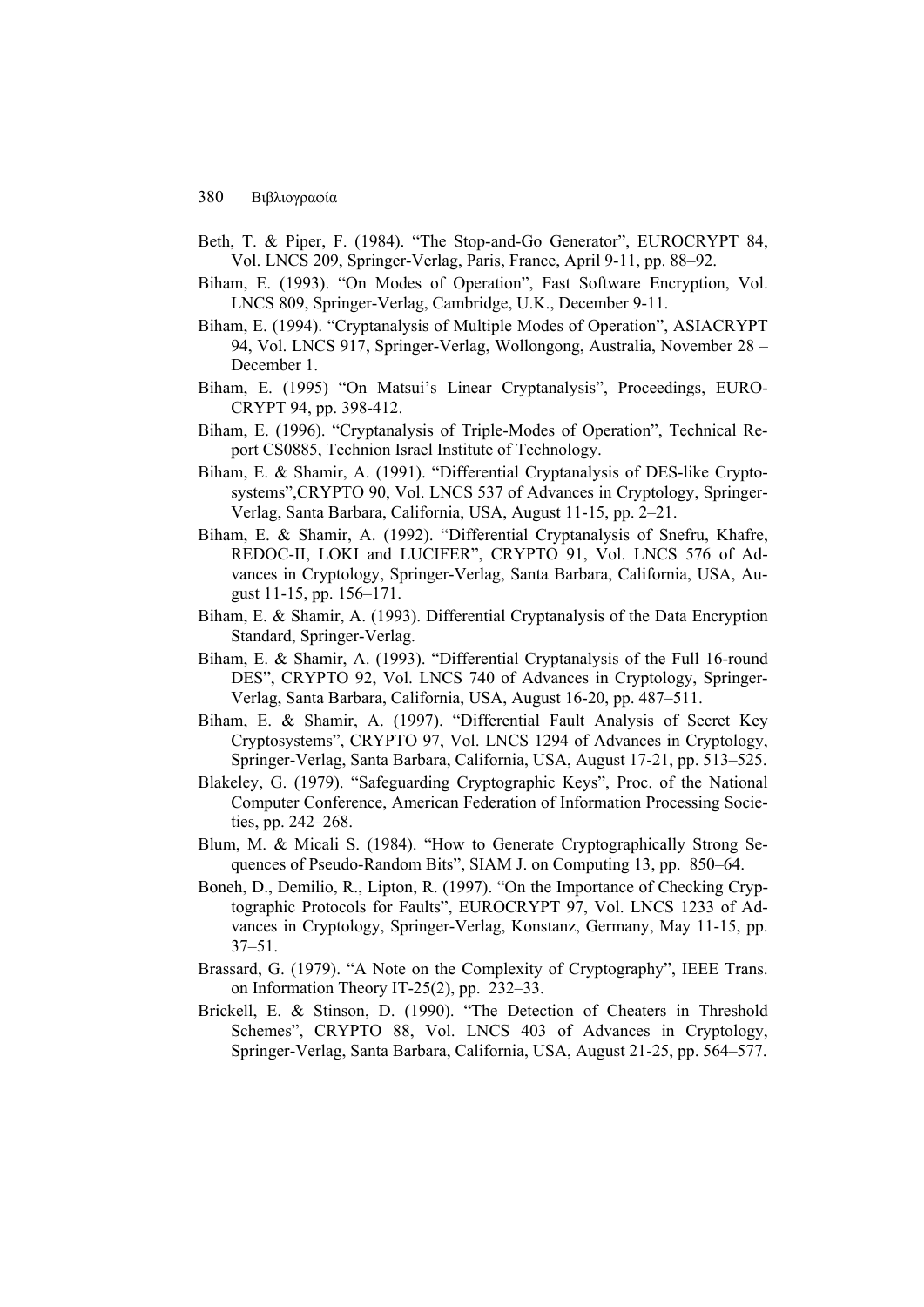Beth, T. & Piper, F. (1984). "The Stop-and-Go Generator", EUROCRYPT 84, Vol. LNCS 209, Springer-Verlag, Paris, France, April 9-11, pp. 88–92.

Biham, E. (1993). "On Modes of Operation", Fast Software Encryption, Vol. LNCS 809, Springer-Verlag, Cambridge, U.K., December 9-11.

Biham, E. (1994). "Cryptanalysis of Multiple Modes of Operation", ASIACRYPT 94, Vol. LNCS 917, Springer-Verlag, Wollongong, Australia, November 28 – December 1.

Biham, E. (1995) "On Matsui's Linear Cryptanalysis", Proceedings, EUROCRYPT 94, pp. 398-412.

Biham, E. (1996). "Cryptanalysis of Triple-Modes of Operation", Technical Report CS0885, Technion Israel Institute of Technology.

Biham, E. & Shamir, A. (1991). "Differential Cryptanalysis of DES-like Cryptosystems",CRYPTO 90, Vol. LNCS 537 of Advances in Cryptology, Springer-Verlag, Santa Barbara, California, USA, August 11-15, pp. 2–21.

Biham, E. & Shamir, A. (1992). "Differential Cryptanalysis of Snefru, Khafre, REDOC-II, LOKI and LUCIFER", CRYPTO 91, Vol. LNCS 576 of Advances in Cryptology, Springer-Verlag, Santa Barbara, California, USA, August 11-15, pp. 156–171.

Biham, E. & Shamir, A. (1993). Differential Cryptanalysis of the Data Encryption Standard, Springer-Verlag.

Biham, E. & Shamir, A. (1993). "Differential Cryptanalysis of the Full 16-round DES", CRYPTO 92, Vol. LNCS 740 of Advances in Cryptology, Springer-Verlag, Santa Barbara, California, USA, August 16-20, pp. 487–511.

Biham, E. & Shamir, A. (1997). "Differential Fault Analysis of Secret Key Cryptosystems", CRYPTO 97, Vol. LNCS 1294 of Advances in Cryptology, Springer-Verlag, Santa Barbara, California, USA, August 17-21, pp. 513–525.

Blakeley, G. (1979). "Safeguarding Cryptographic Keys", Proc. of the National Computer Conference, American Federation of Information Processing Societies, pp. 242–268.

Blum, M. & Micali S. (1984). "How to Generate Cryptographically Strong Sequences of Pseudo-Random Bits", SIAM J. on Computing 13, pp. 850–64.

Boneh, D., Demilio, R., Lipton, R. (1997). "On the Importance of Checking Cryptographic Protocols for Faults", EUROCRYPT 97, Vol. LNCS 1233 of Advances in Cryptology, Springer-Verlag, Konstanz, Germany, May 11-15, pp. 37–51.

Brassard, G. (1979). "A Note on the Complexity of Cryptography", IEEE Trans. on Information Theory IT-25(2), pp. 232–33.

Brickell, E. & Stinson, D. (1990). "The Detection of Cheaters in Threshold Schemes", CRYPTO 88, Vol. LNCS 403 of Advances in Cryptology, Springer-Verlag, Santa Barbara, California, USA, August 21-25, pp. 564–577.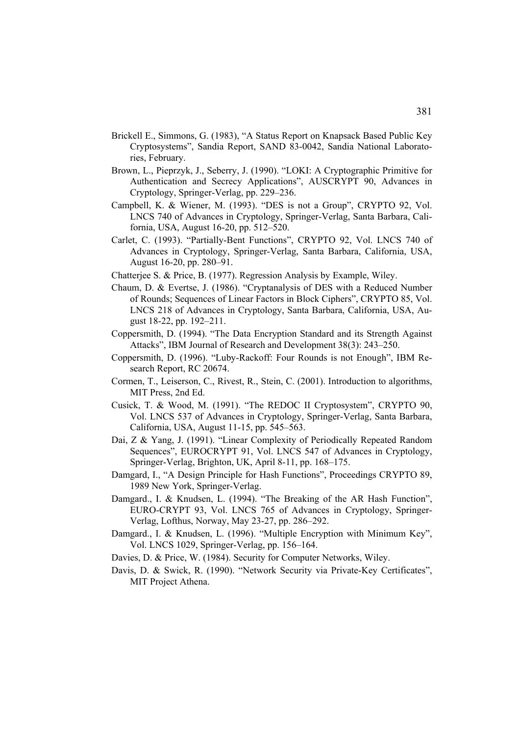Brickell E., Simmons, G. (1983), “A Status Report on Knapsack Based Public Key Cryptosystems”, Sandia Report, SAND 83-0042, Sandia National Laboratories, February.

Brown, L., Pieprzyk, J., Seberry, J. (1990). “LOKI: A Cryptographic Primitive for Authentication and Secrecy Applications”, AUSCRYPT 90, Advances in Cryptology, Springer-Verlag, pp. 229–236.

Campbell, K. & Wiener, M. (1993). “DES is not a Group”, CRYPTO 92, Vol. LNCS 740 of Advances in Cryptology, Springer-Verlag, Santa Barbara, California, USA, August 16-20, pp. 512–520.

Carlet, C. (1993). “Partially-Bent Functions”, CRYPTO 92, Vol. LNCS 740 of Advances in Cryptology, Springer-Verlag, Santa Barbara, California, USA, August 16-20, pp. 280–91.

Chatterjee S. & Price, B. (1977). Regression Analysis by Example, Wiley.

Chaum, D. & Evertse, J. (1986). “Cryptanalysis of DES with a Reduced Number of Rounds; Sequences of Linear Factors in Block Ciphers”, CRYPTO 85, Vol. LNCS 218 of Advances in Cryptology, Santa Barbara, California, USA, August 18-22, pp. 192–211.

Coppersmith, D. (1994). “The Data Encryption Standard and its Strength Against Attacks”, IBM Journal of Research and Development 38(3): 243–250.

Coppersmith, D. (1996). “Luby-Rackoff: Four Rounds is not Enough”, IBM Research Report, RC 20674.

Cormen, T., Leiserson, C., Rivest, R., Stein, C. (2001). Introduction to algorithms, MIT Press, 2nd Ed.

Cusick, T. & Wood, M. (1991). “The REDOC II Cryptosystem”, CRYPTO 90, Vol. LNCS 537 of Advances in Cryptology, Springer-Verlag, Santa Barbara, California, USA, August 11-15, pp. 545–563.

Dai, Z & Yang, J. (1991). “Linear Complexity of Periodically Repeated Random Sequences”, EUROCRYPT 91, Vol. LNCS 547 of Advances in Cryptology, Springer-Verlag, Brighton, UK, April 8-11, pp. 168–175.

Damgard, I., “A Design Principle for Hash Functions”, Proceedings CRYPTO 89, 1989 New York, Springer-Verlag.

Damgard., I. & Knudsen, L. (1994). “The Breaking of the AR Hash Function”, EURO-CRYPT 93, Vol. LNCS 765 of Advances in Cryptology, Springer-Verlag, Lofthus, Norway, May 23-27, pp. 286–292.

Damgard., I. & Knudsen, L. (1996). “Multiple Encryption with Minimum Key”, Vol. LNCS 1029, Springer-Verlag, pp. 156–164.

Davies, D. & Price, W. (1984). Security for Computer Networks, Wiley.

Davis, D. & Swick, R. (1990). “Network Security via Private-Key Certificates”, MIT Project Athena.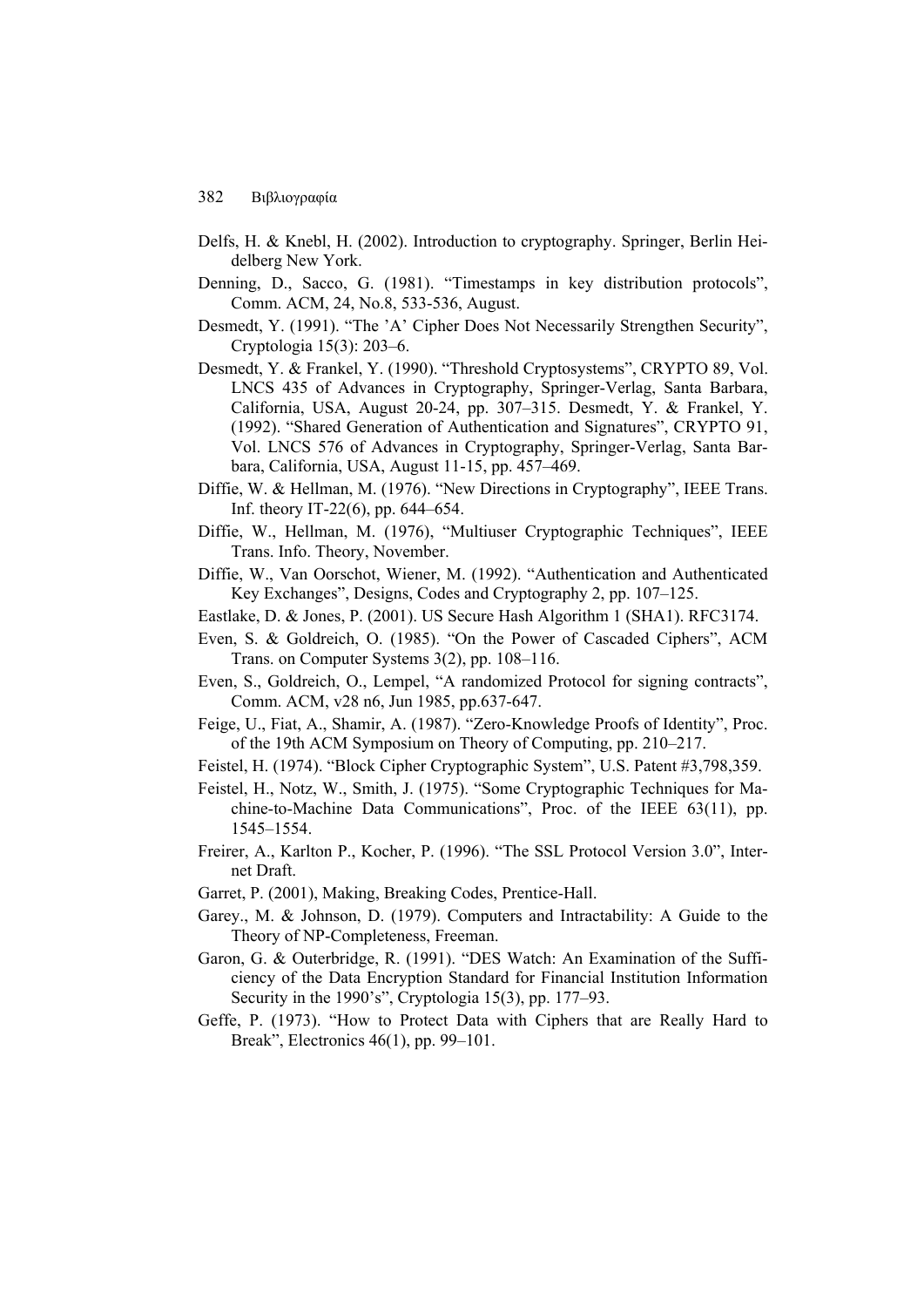Delfs, H. & Knebl, H. (2002). Introduction to cryptography. Springer, Berlin Heidelberg New York.

Denning, D., Sacco, G. (1981). "Timestamps in key distribution protocols", Comm. ACM, 24, No.8, 533-536, August.

Desmedt, Y. (1991). "The 'A' Cipher Does Not Necessarily Strengthen Security", Cryptologia 15(3): 203–6.

Desmedt, Y. & Frankel, Y. (1990). "Threshold Cryptosystems", CRYPTO 89, Vol. LNCS 435 of Advances in Cryptography, Springer-Verlag, Santa Barbara, California, USA, August 20-24, pp. 307–315. Desmedt, Y. & Frankel, Y. (1992). "Shared Generation of Authentication and Signatures", CRYPTO 91, Vol. LNCS 576 of Advances in Cryptography, Springer-Verlag, Santa Barbara, California, USA, August 11-15, pp. 457–469.

Diffie, W. & Hellman, M. (1976). "New Directions in Cryptography", IEEE Trans. Inf. theory IT-22(6), pp. 644–654.

Diffie, W., Hellman, M. (1976), "Multiuser Cryptographic Techniques", IEEE Trans. Info. Theory, November.

Diffie, W., Van Oorschot, Wiener, M. (1992). "Authentication and Authenticated Key Exchanges", Designs, Codes and Cryptography 2, pp. 107–125.

Eastlake, D. & Jones, P. (2001). US Secure Hash Algorithm 1 (SHA1). RFC3174.

Even, S. & Goldreich, O. (1985). "On the Power of Cascaded Ciphers", ACM Trans. on Computer Systems 3(2), pp. 108–116.

Even, S., Goldreich, O., Lempel, "A randomized Protocol for signing contracts", Comm. ACM, v28 n6, Jun 1985, pp.637-647.

Feige, U., Fiat, A., Shamir, A. (1987). "Zero-Knowledge Proofs of Identity", Proc. of the 19th ACM Symposium on Theory of Computing, pp. 210–217.

Feistel, H. (1974). "Block Cipher Cryptographic System", U.S. Patent #3,798,359.

Feistel, H., Notz, W., Smith, J. (1975). "Some Cryptographic Techniques for Machine-to-Machine Data Communications", Proc. of the IEEE 63(11), pp. 1545–1554.

Freirer, A., Karlton P., Kocher, P. (1996). "The SSL Protocol Version 3.0", Internet Draft.

Garret, P. (2001), Making, Breaking Codes, Prentice-Hall.

Garey., M. & Johnson, D. (1979). Computers and Intractability: A Guide to the Theory of NP-Completeness, Freeman.

Garon, G. & Outerbridge, R. (1991). "DES Watch: An Examination of the Sufficiency of the Data Encryption Standard for Financial Institution Information Security in the 1990's", Cryptologia 15(3), pp. 177–93.

Geffe, P. (1973). "How to Protect Data with Ciphers that are Really Hard to Break", Electronics 46(1), pp. 99–101.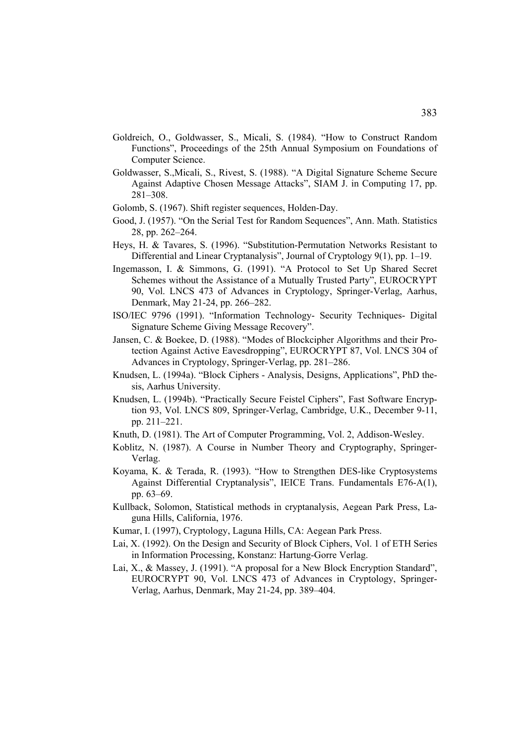Goldreich, O., Goldwasser, S., Micali, S. (1984). “How to Construct Random Functions”, Proceedings of the 25th Annual Symposium on Foundations of Computer Science.

Goldwasser, S.,Micali, S., Rivest, S. (1988). “A Digital Signature Scheme Secure Against Adaptive Chosen Message Attacks”, SIAM J. in Computing 17, pp. 281–308.

Golomb, S. (1967). Shift register sequences, Holden-Day.

Good, J. (1957). “On the Serial Test for Random Sequences”, Ann. Math. Statistics 28, pp. 262–264.

Heys, H. & Tavares, S. (1996). “Substitution-Permutation Networks Resistant to Differential and Linear Cryptanalysis”, Journal of Cryptology 9(1), pp. 1–19.

Ingemasson, I. & Simmons, G. (1991). “A Protocol to Set Up Shared Secret Schemes without the Assistance of a Mutually Trusted Party”, EUROCRYPT 90, Vol. LNCS 473 of Advances in Cryptology, Springer-Verlag, Aarhus, Denmark, May 21-24, pp. 266–282.

ISO/IEC 9796 (1991). “Information Technology- Security Techniques- Digital Signature Scheme Giving Message Recovery”.

Jansen, C. & Boekee, D. (1988). “Modes of Blockcipher Algorithms and their Protection Against Active Eavesdropping”, EUROCRYPT 87, Vol. LNCS 304 of Advances in Cryptology, Springer-Verlag, pp. 281–286.

Knudsen, L. (1994a). “Block Ciphers - Analysis, Designs, Applications”, PhD thesis, Aarhus University.

Knudsen, L. (1994b). “Practically Secure Feistel Ciphers”, Fast Software Encryption 93, Vol. LNCS 809, Springer-Verlag, Cambridge, U.K., December 9-11, pp. 211–221.

Knuth, D. (1981). The Art of Computer Programming, Vol. 2, Addison-Wesley.

Koblitz, N. (1987). A Course in Number Theory and Cryptography, Springer-Verlag.

Koyama, K. & Terada, R. (1993). “How to Strengthen DES-like Cryptosystems Against Differential Cryptanalysis”, IEICE Trans. Fundamentals E76-A(1), pp. 63–69.

Kullback, Solomon, Statistical methods in cryptanalysis, Aegean Park Press, Laguna Hills, California, 1976.

Kumar, I. (1997), Cryptology, Laguna Hills, CA: Aegean Park Press.

Lai, X. (1992). On the Design and Security of Block Ciphers, Vol. 1 of ETH Series in Information Processing, Konstanz: Hartung-Gorre Verlag.

Lai, X., & Massey, J. (1991). “A proposal for a New Block Encryption Standard”, EUROCRYPT 90, Vol. LNCS 473 of Advances in Cryptology, Springer-Verlag, Aarhus, Denmark, May 21-24, pp. 389–404.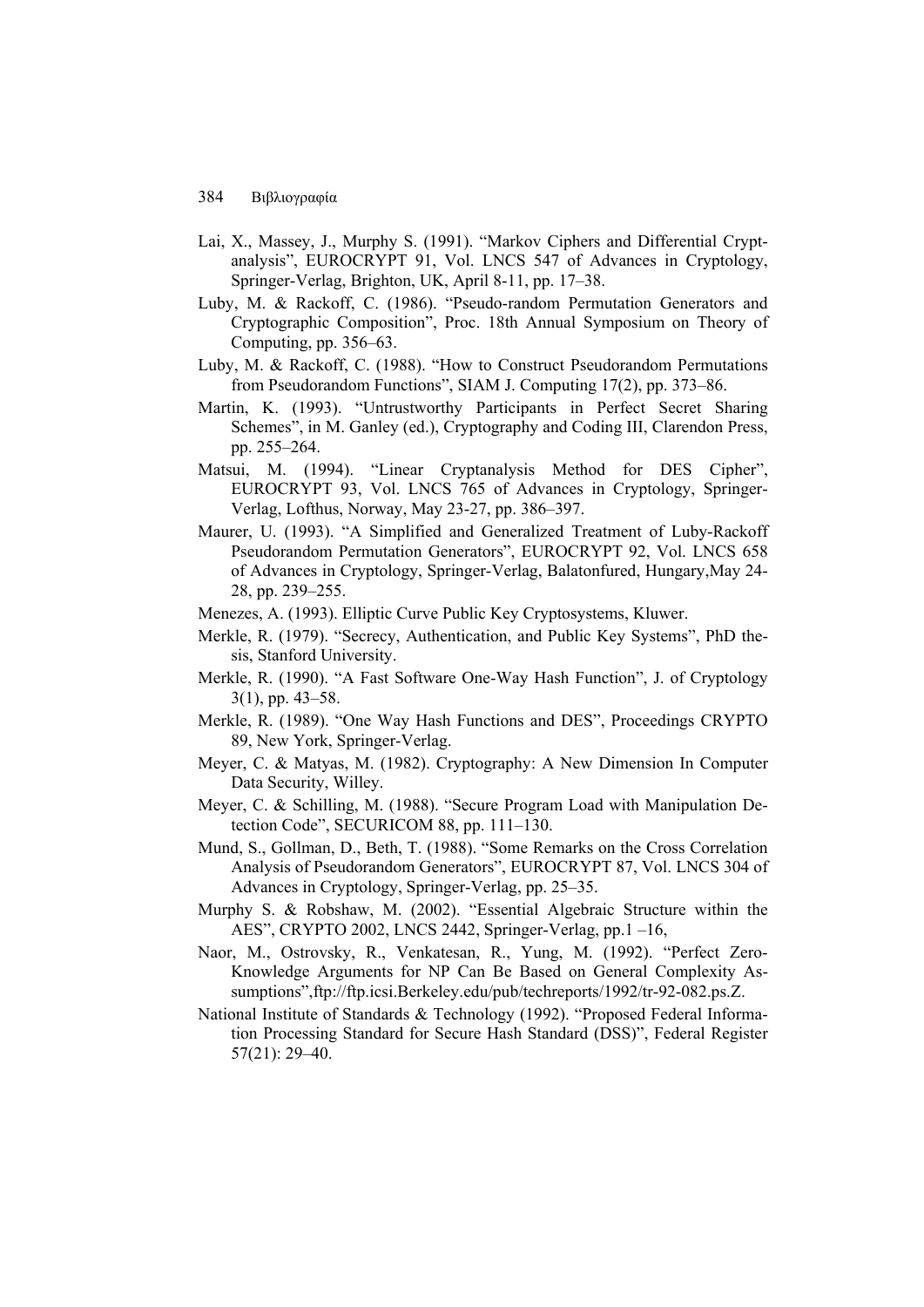Lai, X., Massey, J., Murphy S. (1991). “Markov Ciphers and Differential Cryptanalysis”, EUROCRYPT 91, Vol. LNCS 547 of Advances in Cryptology, Springer-Verlag, Brighton, UK, April 8-11, pp. 17–38.

Luby, M. & Rackoff, C. (1986). “Pseudo-random Permutation Generators and Cryptographic Composition”, Proc. 18th Annual Symposium on Theory of Computing, pp. 356–63.

Luby, M. & Rackoff, C. (1988). “How to Construct Pseudorandom Permutations from Pseudorandom Functions”, SIAM J. Computing 17(2), pp. 373–86.

Martin, K. (1993). “Untrustworthy Participants in Perfect Secret Sharing Schemes”, in M. Ganley (ed.), Cryptography and Coding III, Clarendon Press, pp. 255–264.

Matsui, M. (1994). “Linear Cryptanalysis Method for DES Cipher”, EUROCRYPT 93, Vol. LNCS 765 of Advances in Cryptology, Springer-Verlag, Lofthus, Norway, May 23-27, pp. 386–397.

Maurer, U. (1993). “A Simplified and Generalized Treatment of Luby-Rackoff Pseudorandom Permutation Generators”, EUROCRYPT 92, Vol. LNCS 658 of Advances in Cryptology, Springer-Verlag, Balatonfured, Hungary,May 24-28, pp. 239–255.

Menezes, A. (1993). Elliptic Curve Public Key Cryptosystems, Kluwer.

Merkle, R. (1979). “Secrecy, Authentication, and Public Key Systems”, PhD thesis, Stanford University.

Merkle, R. (1990). “A Fast Software One-Way Hash Function”, J. of Cryptology 3(1), pp. 43–58.

Merkle, R. (1989). “One Way Hash Functions and DES”, Proceedings CRYPTO 89, New York, Springer-Verlag.

Meyer, C. & Matyas, M. (1982). Cryptography: A New Dimension In Computer Data Security, Willey.

Meyer, C. & Schilling, M. (1988). “Secure Program Load with Manipulation Detection Code”, SECURICOM 88, pp. 111–130.

Mund, S., Gollman, D., Beth, T. (1988). “Some Remarks on the Cross Correlation Analysis of Pseudorandom Generators”, EUROCRYPT 87, Vol. LNCS 304 of Advances in Cryptology, Springer-Verlag, pp. 25–35.

Murphy S. & Robshaw, M. (2002). “Essential Algebraic Structure within the AES”, CRYPTO 2002, LNCS 2442, Springer-Verlag, pp.1 –16,

Naor, M., Ostrovsky, R., Venkatesan, R., Yung, M. (1992). “Perfect Zero-Knowledge Arguments for NP Can Be Based on General Complexity Assumptions”,ftp://ftp.icsi.Berkeley.edu/pub/techreports/1992/tr-92-082.ps.Z.

National Institute of Standards & Technology (1992). “Proposed Federal Information Processing Standard for Secure Hash Standard (DSS)”, Federal Register 57(21): 29–40.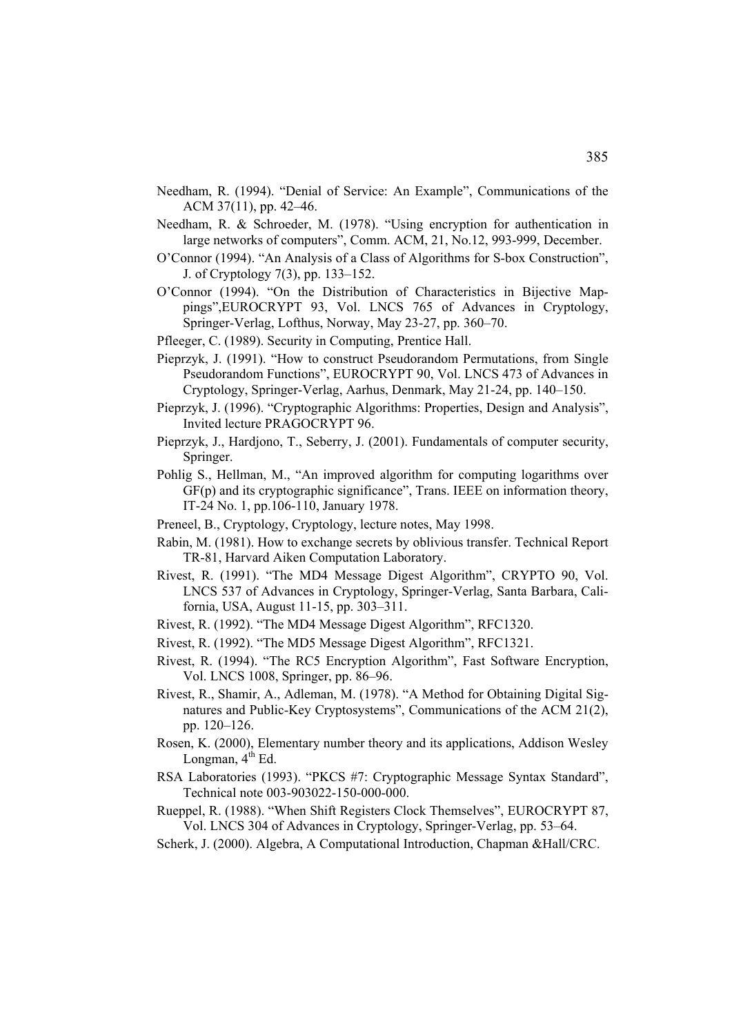Needham, R. (1994). “Denial of Service: An Example”, Communications of the ACM 37(11), pp. 42–46.

Needham, R. & Schroeder, M. (1978). “Using encryption for authentication in large networks of computers”, Comm. ACM, 21, No.12, 993-999, December.

O’Connor (1994). “An Analysis of a Class of Algorithms for S-box Construction”, J. of Cryptology 7(3), pp. 133–152.

O’Connor (1994). “On the Distribution of Characteristics in Bijective Mappings”,EUROCRYPT 93, Vol. LNCS 765 of Advances in Cryptology, Springer-Verlag, Lofthus, Norway, May 23-27, pp. 360–70.

Pfleeger, C. (1989). Security in Computing, Prentice Hall.

Pieprzyk, J. (1991). “How to construct Pseudorandom Permutations, from Single Pseudorandom Functions”, EUROCRYPT 90, Vol. LNCS 473 of Advances in Cryptology, Springer-Verlag, Aarhus, Denmark, May 21-24, pp. 140–150.

Pieprzyk, J. (1996). “Cryptographic Algorithms: Properties, Design and Analysis”, Invited lecture PRAGOCRYPT 96.

Pieprzyk, J., Hardjono, T., Seberry, J. (2001). Fundamentals of computer security, Springer.

Pohlig S., Hellman, M., “An improved algorithm for computing logarithms over GF(p) and its cryptographic significance”, Trans. IEEE on information theory, IT-24 No. 1, pp.106-110, January 1978.

Preneel, B., Cryptology, Cryptology, lecture notes, May 1998.

Rabin, M. (1981). How to exchange secrets by oblivious transfer. Technical Report TR-81, Harvard Aiken Computation Laboratory.

Rivest, R. (1991). “The MD4 Message Digest Algorithm”, CRYPTO 90, Vol. LNCS 537 of Advances in Cryptology, Springer-Verlag, Santa Barbara, California, USA, August 11-15, pp. 303–311.

Rivest, R. (1992). “The MD4 Message Digest Algorithm”, RFC1320.

Rivest, R. (1992). “The MD5 Message Digest Algorithm”, RFC1321.

Rivest, R. (1994). “The RC5 Encryption Algorithm”, Fast Software Encryption, Vol. LNCS 1008, Springer, pp. 86–96.

Rivest, R., Shamir, A., Adleman, M. (1978). “A Method for Obtaining Digital Signatures and Public-Key Cryptosystems”, Communications of the ACM 21(2), pp. 120–126.

Rosen, K. (2000), Elementary number theory and its applications, Addison Wesley Longman, 4th Ed.

RSA Laboratories (1993). “PKCS #7: Cryptographic Message Syntax Standard”, Technical note 003-903022-150-000-000.

Rueppel, R. (1988). “When Shift Registers Clock Themselves”, EUROCRYPT 87, Vol. LNCS 304 of Advances in Cryptology, Springer-Verlag, pp. 53–64.

Scherk, J. (2000). Algebra, A Computational Introduction, Chapman &Hall/CRC.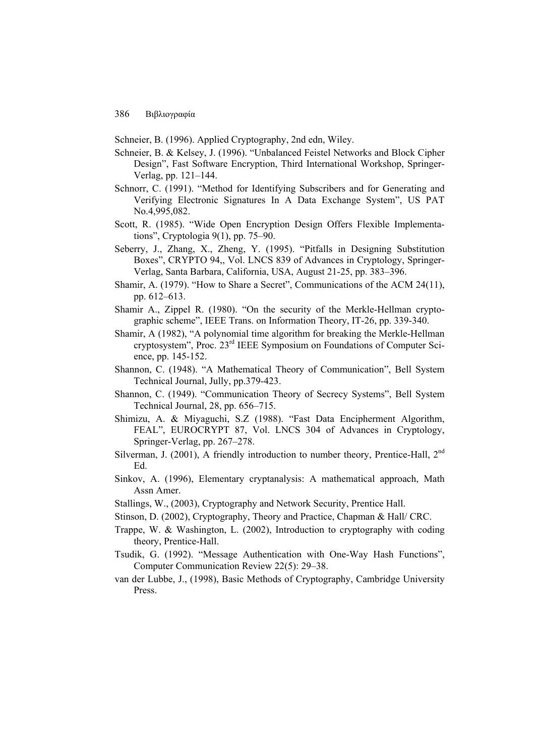Schneier, B. (1996). Applied Cryptography, 2nd edn, Wiley.

Schneier, B. & Kelsey, J. (1996). "Unbalanced Feistel Networks and Block Cipher Design", Fast Software Encryption, Third International Workshop, Springer-Verlag, pp. 121–144.

Schnorr, C. (1991). "Method for Identifying Subscribers and for Generating and Verifying Electronic Signatures In A Data Exchange System", US PAT No.4,995,082.

Scott, R. (1985). "Wide Open Encryption Design Offers Flexible Implementations", Cryptologia 9(1), pp. 75–90.

Seberry, J., Zhang, X., Zheng, Y. (1995). "Pitfalls in Designing Substitution Boxes", CRYPTO 94,, Vol. LNCS 839 of Advances in Cryptology, Springer-Verlag, Santa Barbara, California, USA, August 21-25, pp. 383–396.

Shamir, A. (1979). "How to Share a Secret", Communications of the ACM 24(11), pp. 612–613.

Shamir A., Zippel R. (1980). "On the security of the Merkle-Hellman cryptographic scheme", IEEE Trans. on Information Theory, IT-26, pp. 339-340.

Shamir, A (1982), "A polynomial time algorithm for breaking the Merkle-Hellman cryptosystem", Proc. 23rd IEEE Symposium on Foundations of Computer Science, pp. 145-152.

Shannon, C. (1948). "A Mathematical Theory of Communication", Bell System Technical Journal, Jully, pp.379-423.

Shannon, C. (1949). "Communication Theory of Secrecy Systems", Bell System Technical Journal, 28, pp. 656–715.

Shimizu, A. & Miyaguchi, S.Z (1988). "Fast Data Encipherment Algorithm, FEAL", EUROCRYPT 87, Vol. LNCS 304 of Advances in Cryptology, Springer-Verlag, pp. 267–278.

Silverman, J. (2001), A friendly introduction to number theory, Prentice-Hall, 2nd Ed.

Sinkov, A. (1996), Elementary cryptanalysis: A mathematical approach, Math Assn Amer.

Stallings, W., (2003), Cryptography and Network Security, Prentice Hall.

Stinson, D. (2002), Cryptography, Theory and Practice, Chapman & Hall/ CRC.

Trappe, W. & Washington, L. (2002), Introduction to cryptography with coding theory, Prentice-Hall.

Tsudik, G. (1992). "Message Authentication with One-Way Hash Functions", Computer Communication Review 22(5): 29–38.

van der Lubbe, J., (1998), Basic Methods of Cryptography, Cambridge University Press.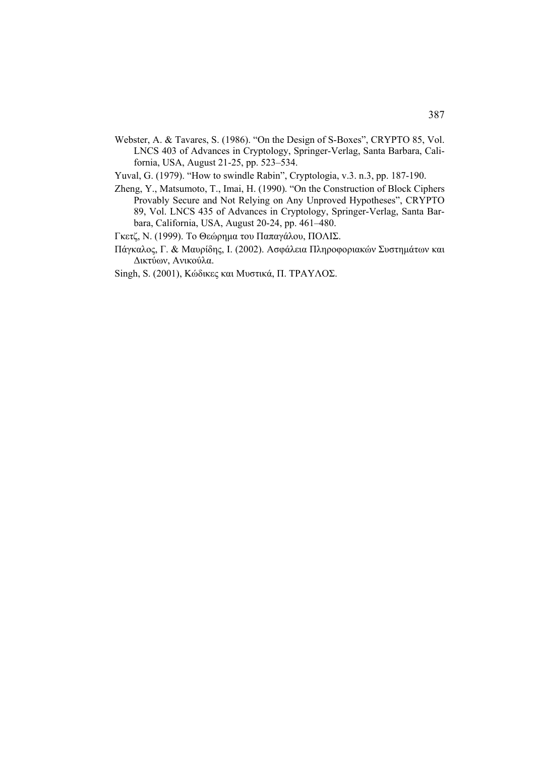Webster, A. & Tavares, S. (1986). “On the Design of S-Boxes”, CRYPTO 85, Vol. LNCS 403 of Advances in Cryptology, Springer-Verlag, Santa Barbara, California, USA, August 21-25, pp. 523–534.

Yuval, G. (1979). “How to swindle Rabin”, Cryptologia, v.3. n.3, pp. 187-190.

Zheng, Y., Matsumoto, T., Imai, H. (1990). “On the Construction of Block Ciphers Provably Secure and Not Relying on Any Unproved Hypotheses”, CRYPTO 89, Vol. LNCS 435 of Advances in Cryptology, Springer-Verlag, Santa Barbara, California, USA, August 20-24, pp. 461–480.

Γκετζ, Ν. (1999). Το Θεώρημα του Παπαγάλου, ΠΟΛΙΣ.

Πάγκαλος, Γ. & Μαυρίδης, Ι. (2002). Ασφάλεια Πληροφοριακών Συστημάτων και Δικτύων, Ανικούλα.

Singh, S. (2001), Κώδικες και Μυστικά, Π. ΤΡΑΥΛΟΣ.